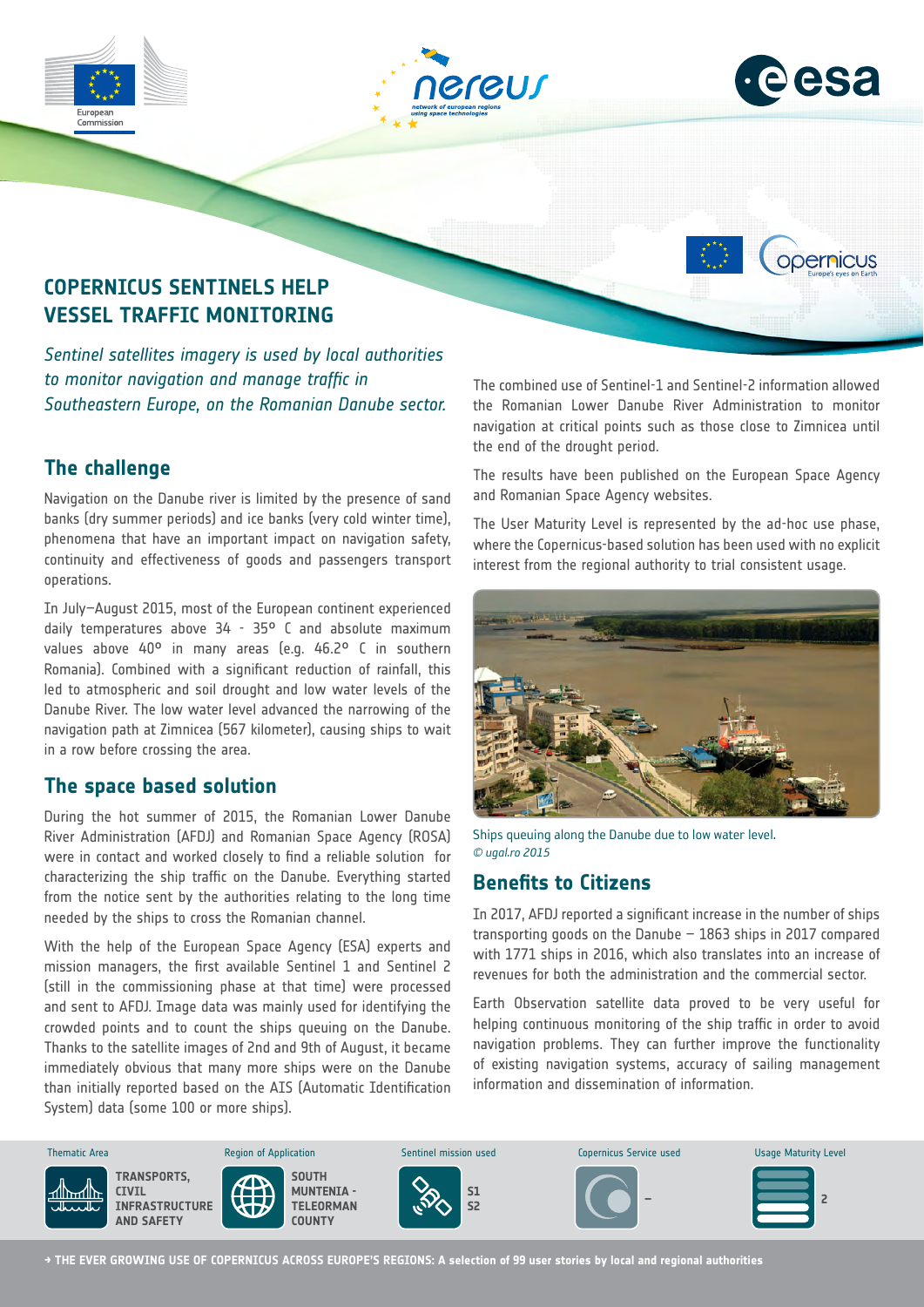# COPERNICUS SENTINELS HELP VESSEL TRAFFIC MONITORING

*Sentinel satellites imagery is used by local authorities to monitor navigation and manage traffic in Southeastern Europe, on the Romanian Danube sector.*

## The challenge

Navigation on the Danube river is limited by the presence of sand banks (dry summer periods) and ice banks (very cold winter time), phenomena that have an important impact on navigation safety, continuity and effectiveness of goods and passengers transport operations.

In July–August 2015, most of the European continent experienced daily temperatures above 34 - 35° C and absolute maximum values above 40° in many areas (e.g. 46.2° C in southern Romania). Combined with a significant reduction of rainfall, this led to atmospheric and soil drought and low water levels of the Danube River. The low water level advanced the narrowing of the navigation path at Zimnicea (567 kilometer), causing ships to wait in a row before crossing the area.

## The space based solution

During the hot summer of 2015, the Romanian Lower Danube River Administration (AFDJ) and Romanian Space Agency (ROSA) were in contact and worked closely to find a reliable solution for characterizing the ship traffic on the Danube. Everything started from the notice sent by the authorities relating to the long time needed by the ships to cross the Romanian channel.

With the help of the European Space Agency (ESA) experts and mission managers, the first available Sentinel 1 and Sentinel 2 (still in the commissioning phase at that time) were processed and sent to AFDJ. Image data was mainly used for identifying the crowded points and to count the ships queuing on the Danube. Thanks to the satellite images of 2nd and 9th of August, it became immediately obvious that many more ships were on the Danube than initially reported based on the AIS (Automatic Identification System) data (some 100 or more ships).

The combined use of Sentinel-1 and Sentinel-2 information allowed the Romanian Lower Danube River Administration to monitor navigation at critical points such as those close to Zimnicea until the end of the drought period.

The results have been published on the European Space Agency and Romanian Space Agency websites.

The User Maturity Level is represented by the ad-hoc use phase, where the Copernicus-based solution has been used with no explicit interest from the regional authority to trial consistent usage.

Ships queuing along the Danube due to low water level. *© ugal.ro 2015*

## Benefits to Citizens

In 2017, AFDJ reported a significant increase in the number of ships transporting goods on the Danube – 1863 ships in 2017 compared with 1771 ships in 2016, which also translates into an increase of revenues for both the administration and the commercial sector.

Earth Observation satellite data proved to be very useful for helping continuous monitoring of the ship traffic in order to avoid navigation problems. They can further improve the functionality of existing navigation systems, accuracy of sailing management information and dissemination of information.

| Thematic Area | Region of Application | Sentinel mission used | Copernicus Service used | Usage Maturity Level |
|---|---|---|---|---|
| TRANSPORTS, CIVIL INFRASTRUCTURE AND SAFETY | SOUTH MUNTENIA - TELEORMAN COUNTY | S1 S2 | – | 2 |

→ THE EVER GROWING USE OF COPERNICUS ACROSS EUROPE'S REGIONS: A selection of 99 user stories by local and regional authorities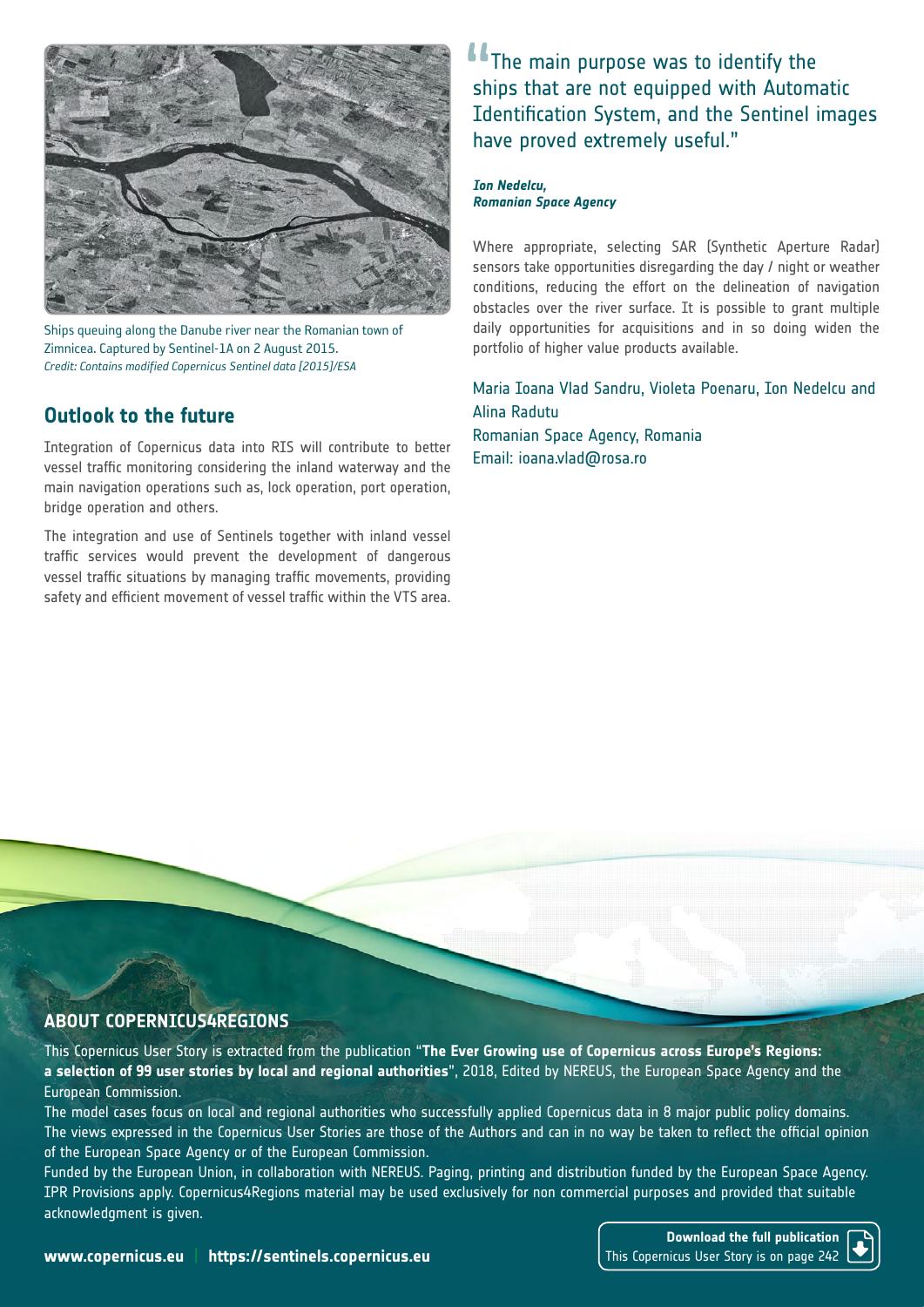Ships queuing along the Danube river near the Romanian town of Zimnicea. Captured by Sentinel-1A on 2 August 2015.
*Credit: Contains modified Copernicus Sentinel data [2015]/ESA*

## Outlook to the future

Integration of Copernicus data into RIS will contribute to better vessel traffic monitoring considering the inland waterway and the main navigation operations such as, lock operation, port operation, bridge operation and others.

The integration and use of Sentinels together with inland vessel traffic services would prevent the development of dangerous vessel traffic situations by managing traffic movements, providing safety and efficient movement of vessel traffic within the VTS area.

"The main purpose was to identify the ships that are not equipped with Automatic Identification System, and the Sentinel images have proved extremely useful."

***Ion Nedelcu, Romanian Space Agency***

Where appropriate, selecting SAR (Synthetic Aperture Radar) sensors take opportunities disregarding the day / night or weather conditions, reducing the effort on the delineation of navigation obstacles over the river surface. It is possible to grant multiple daily opportunities for acquisitions and in so doing widen the portfolio of higher value products available.

Maria Ioana Vlad Sandru, Violeta Poenaru, Ion Nedelcu and Alina Radutu
Romanian Space Agency, Romania
Email: ioana.vlad@rosa.ro

## ABOUT COPERNICUS4REGIONS

This Copernicus User Story is extracted from the publication "**The Ever Growing use of Copernicus across Europe's Regions: a selection of 99 user stories by local and regional authorities**", 2018, Edited by NEREUS, the European Space Agency and the European Commission.
The model cases focus on local and regional authorities who successfully applied Copernicus data in 8 major public policy domains. The views expressed in the Copernicus User Stories are those of the Authors and can in no way be taken to reflect the official opinion of the European Space Agency or of the European Commission.
Funded by the European Union, in collaboration with NEREUS. Paging, printing and distribution funded by the European Space Agency. IPR Provisions apply. Copernicus4Regions material may be used exclusively for non commercial purposes and provided that suitable acknowledgment is given.

**www.copernicus.eu** | **https://sentinels.copernicus.eu**

**Download the full publication**
This Copernicus User Story is on page 242